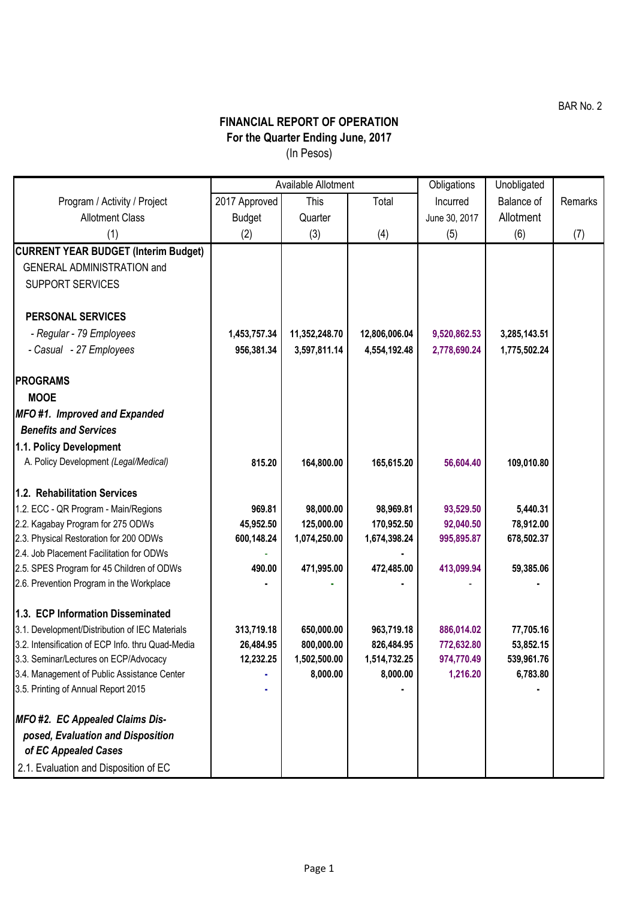BAR No. 2

# FINANCIAL REPORT OF OPERATION
## For the Quarter Ending June, 2017
(In Pesos)

| Program / Activity / Project<br>Allotment Class | Available Allotment | | | Obligations Incurred | Unobligated Balance of Allotment | Remarks |
|---|---|---|---|---|---|---|
| | 2017 Approved Budget | This Quarter | Total | June 30, 2017 | | |
| (1) | (2) | (3) | (4) | (5) | (6) | (7) |
| **CURRENT YEAR BUDGET (Interim Budget)** | | | | | | |
| GENERAL ADMINISTRATION and SUPPORT SERVICES | | | | | | |
| **PERSONAL SERVICES** | | | | | | |
| *- Regular - 79 Employees* | 1,453,757.34 | 11,352,248.70 | 12,806,006.04 | 9,520,862.53 | 3,285,143.51 | |
| *- Casual - 27 Employees* | 956,381.34 | 3,597,811.14 | 4,554,192.48 | 2,778,690.24 | 1,775,502.24 | |
| **PROGRAMS** | | | | | | |
| **MOOE** | | | | | | |
| ***MFO #1. Improved and Expanded Benefits and Services*** | | | | | | |
| **1.1. Policy Development** | | | | | | |
| A. Policy Development *(Legal/Medical)* | 815.20 | 164,800.00 | 165,615.20 | 56,604.40 | 109,010.80 | |
| **1.2. Rehabilitation Services** | | | | | | |
| 1.2. ECC - QR Program - Main/Regions | 969.81 | 98,000.00 | 98,969.81 | 93,529.50 | 5,440.31 | |
| 2.2. Kagabay Program for 275 ODWs | 45,952.50 | 125,000.00 | 170,952.50 | 92,040.50 | 78,912.00 | |
| 2.3. Physical Restoration for 200 ODWs | 600,148.24 | 1,074,250.00 | 1,674,398.24 | 995,895.87 | 678,502.37 | |
| 2.4. Job Placement Facilitation for ODWs | - | | - | | | |
| 2.5. SPES Program for 45 Children of ODWs | 490.00 | 471,995.00 | 472,485.00 | 413,099.94 | 59,385.06 | |
| 2.6. Prevention Program in the Workplace | - | - | - | - | - | |
| **1.3. ECP Information Disseminated** | | | | | | |
| 3.1. Development/Distribution of IEC Materials | 313,719.18 | 650,000.00 | 963,719.18 | 886,014.02 | 77,705.16 | |
| 3.2. Intensification of ECP Info. thru Quad-Media | 26,484.95 | 800,000.00 | 826,484.95 | 772,632.80 | 53,852.15 | |
| 3.3. Seminar/Lectures on ECP/Advocacy | 12,232.25 | 1,502,500.00 | 1,514,732.25 | 974,770.49 | 539,961.76 | |
| 3.4. Management of Public Assistance Center | - | 8,000.00 | 8,000.00 | 1,216.20 | 6,783.80 | |
| 3.5. Printing of Annual Report 2015 | - | | - | | - | |
| ***MFO #2. EC Appealed Claims Disposed, Evaluation and Disposition of EC Appealed Cases*** | | | | | | |
| 2.1. Evaluation and Disposition of EC | | | | | | |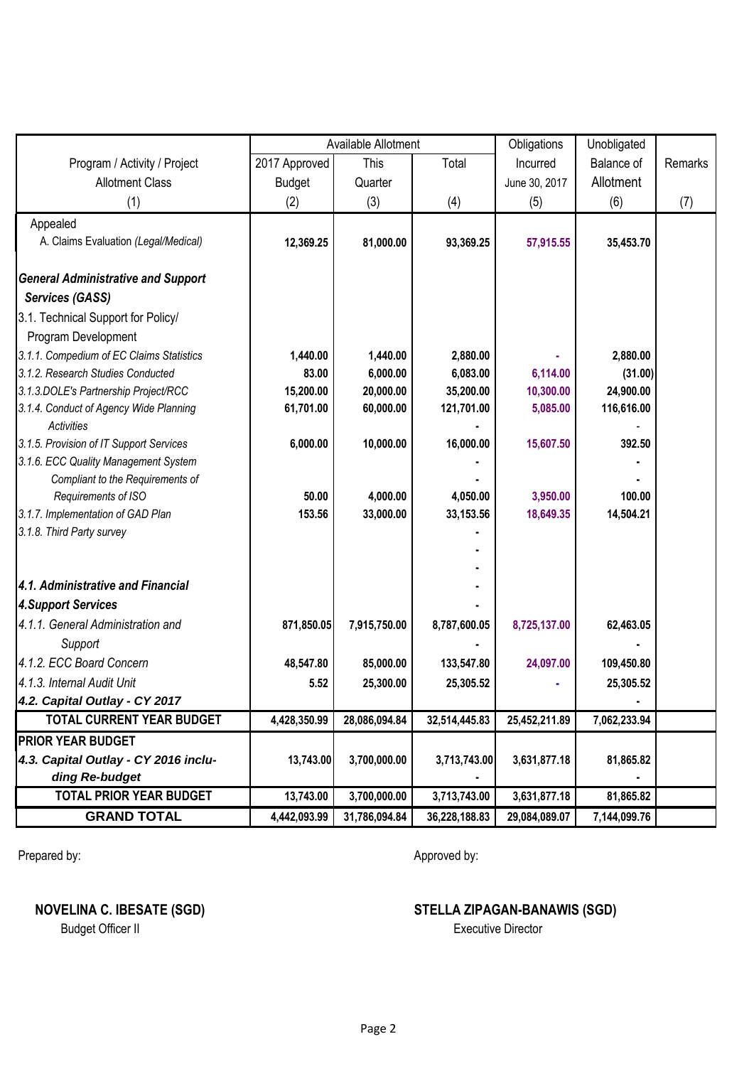| Program / Activity / Project Allotment Class | Available Allotment | | | Obligations Incurred June 30, 2017 | Unobligated Balance of Allotment | Remarks |
|---|---|---|---|---|---|---|
| | 2017 Approved Budget | This Quarter | Total | | | |
| (1) | (2) | (3) | (4) | (5) | (6) | (7) |
| Appealed | | | | | | |
| A. Claims Evaluation *(Legal/Medical)* | **12,369.25** | **81,000.00** | **93,369.25** | **57,915.55** | **35,453.70** | |
| ***General Administrative and Support Services (GASS)*** | | | | | | |
| 3.1. Technical Support for Policy/ Program Development | | | | | | |
| *3.1.1. Compedium of EC Claims Statistics* | **1,440.00** | **1,440.00** | **2,880.00** | **-** | **2,880.00** | |
| *3.1.2. Research Studies Conducted* | **83.00** | **6,000.00** | **6,083.00** | **6,114.00** | **(31.00)** | |
| *3.1.3.DOLE's Partnership Project/RCC* | **15,200.00** | **20,000.00** | **35,200.00** | **10,300.00** | **24,900.00** | |
| *3.1.4. Conduct of Agency Wide Planning Activities* | **61,701.00** | **60,000.00** | **121,701.00** | **5,085.00** | **116,616.00** | |
| | | | **-** | | - | |
| *3.1.5. Provision of IT Support Services* | **6,000.00** | **10,000.00** | **16,000.00** | **15,607.50** | **392.50** | |
| *3.1.6. ECC Quality Management System* | | | **-** | | **-** | |
| *Compliant to the Requirements of* | | | **-** | | **-** | |
| *Requirements of ISO* | **50.00** | **4,000.00** | **4,050.00** | **3,950.00** | **100.00** | |
| *3.1.7. Implementation of GAD Plan* | **153.56** | **33,000.00** | **33,153.56** | **18,649.35** | **14,504.21** | |
| *3.1.8. Third Party survey* | | | **-** | | | |
| | | | **-** | | | |
| | | | **-** | | | |
| ***4.1. Administrative and Financial*** | | | **-** | | | |
| ***4.Support Services*** | | | **-** | | | |
| *4.1.1. General Administration and* | **871,850.05** | **7,915,750.00** | **8,787,600.05** | **8,725,137.00** | **62,463.05** | |
| *Support* | | | **-** | | **-** | |
| *4.1.2. ECC Board Concern* | **48,547.80** | **85,000.00** | **133,547.80** | **24,097.00** | **109,450.80** | |
| *4.1.3. Internal Audit Unit* | **5.52** | **25,300.00** | **25,305.52** | **-** | **25,305.52** | |
| ***4.2. Capital Outlay - CY 2017*** | | | | | **-** | |
| **TOTAL CURRENT YEAR BUDGET** | **4,428,350.99** | **28,086,094.84** | **32,514,445.83** | **25,452,211.89** | **7,062,233.94** | |
| **PRIOR YEAR BUDGET** | | | | | | |
| ***4.3. Capital Outlay - CY 2016 inclu-*** | **13,743.00** | **3,700,000.00** | **3,713,743.00** | **3,631,877.18** | **81,865.82** | |
| ***ding Re-budget*** | | | **-** | | **-** | |
| **TOTAL PRIOR YEAR BUDGET** | **13,743.00** | **3,700,000.00** | **3,713,743.00** | **3,631,877.18** | **81,865.82** | |
| **GRAND TOTAL** | **4,442,093.99** | **31,786,094.84** | **36,228,188.83** | **29,084,089.07** | **7,144,099.76** | |

Prepared by:

**NOVELINA C. IBESATE (SGD)**
Budget Officer II

Approved by:

**STELLA ZIPAGAN-BANAWIS (SGD)**
Executive Director